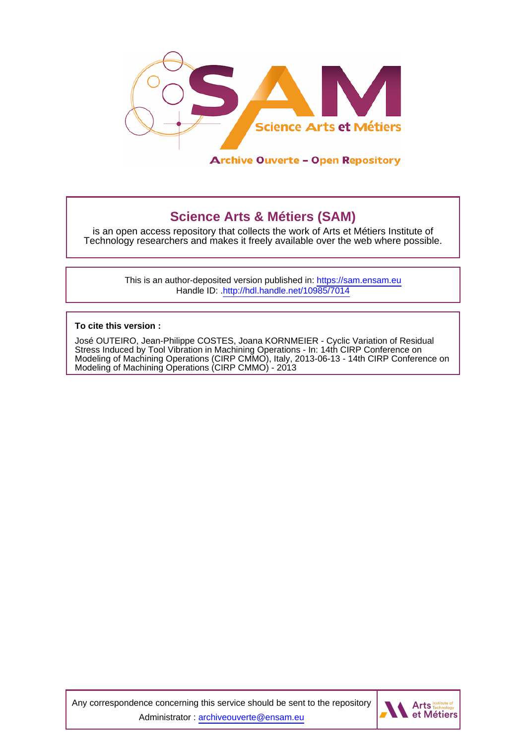# Science Arts & Métiers (SAM)

is an open access repository that collects the work of Arts et Métiers Institute of Technology researchers and makes it freely available over the web where possible.

This is an author-deposited version published in: https://sam.ensam.eu
Handle ID: .http://hdl.handle.net/10985/7014

**To cite this version :**

José OUTEIRO, Jean-Philippe COSTES, Joana KORNMEIER - Cyclic Variation of Residual Stress Induced by Tool Vibration in Machining Operations - In: 14th CIRP Conference on Modeling of Machining Operations (CIRP CMMO), Italy, 2013-06-13 - 14th CIRP Conference on Modeling of Machining Operations (CIRP CMMO) - 2013

Any correspondence concerning this service should be sent to the repository Administrator : archiveouverte@ensam.eu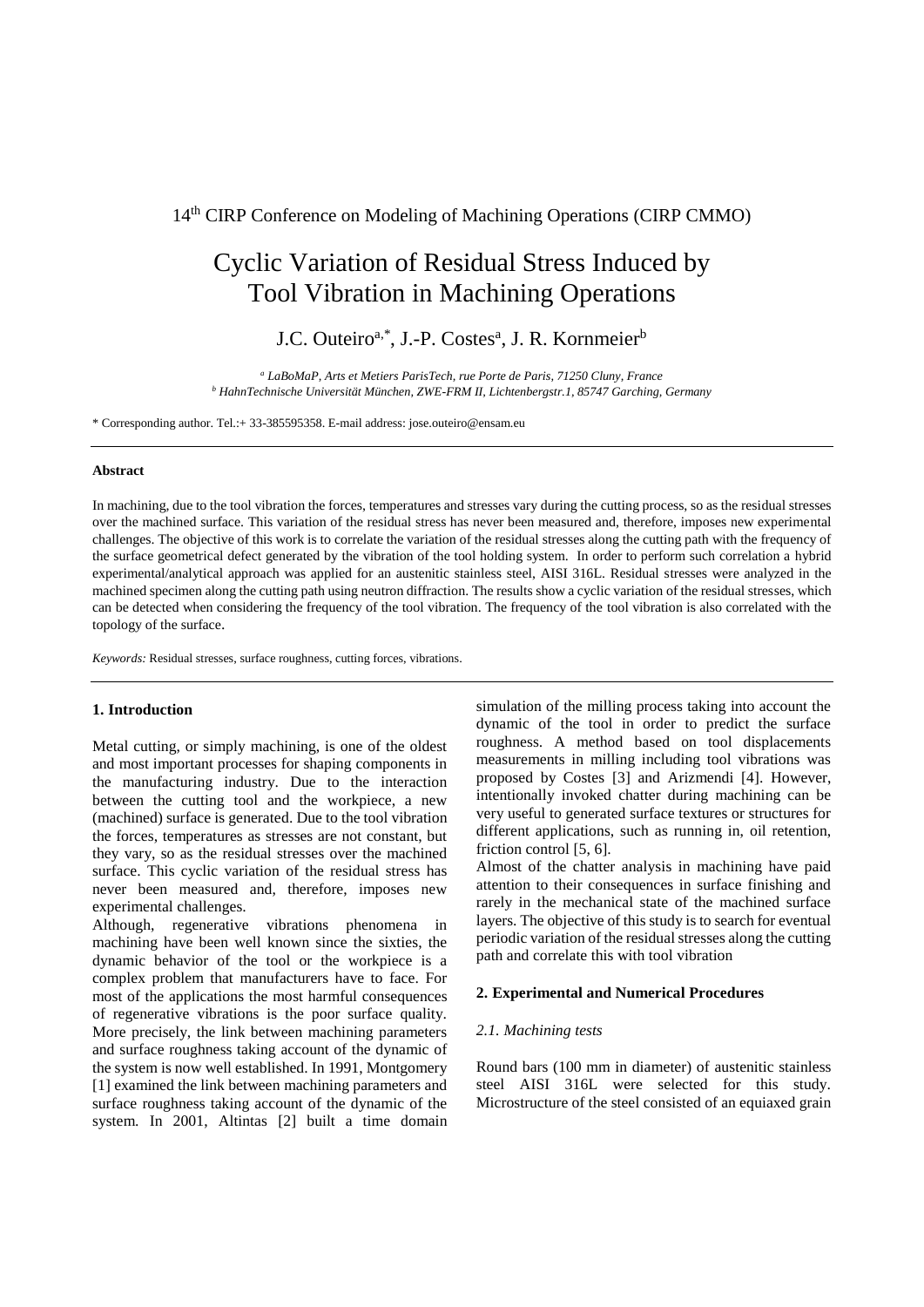14th CIRP Conference on Modeling of Machining Operations (CIRP CMMO)

# Cyclic Variation of Residual Stress Induced by Tool Vibration in Machining Operations

J.C. Outeiro[a,*], J.-P. Costes[a], J. R. Kornmeier[b]

[a] *LaBoMaP, Arts et Metiers ParisTech, rue Porte de Paris, 71250 Cluny, France*
[b] *HahnTechnische Universität München, ZWE-FRM II, Lichtenbergstr.1, 85747 Garching, Germany*

\* Corresponding author. Tel.:+ 33-385595358. E-mail address: jose.outeiro@ensam.eu

**Abstract**

In machining, due to the tool vibration the forces, temperatures and stresses vary during the cutting process, so as the residual stresses over the machined surface. This variation of the residual stress has never been measured and, therefore, imposes new experimental challenges. The objective of this work is to correlate the variation of the residual stresses along the cutting path with the frequency of the surface geometrical defect generated by the vibration of the tool holding system. In order to perform such correlation a hybrid experimental/analytical approach was applied for an austenitic stainless steel, AISI 316L. Residual stresses were analyzed in the machined specimen along the cutting path using neutron diffraction. The results show a cyclic variation of the residual stresses, which can be detected when considering the frequency of the tool vibration. The frequency of the tool vibration is also correlated with the topology of the surface.

*Keywords:* Residual stresses, surface roughness, cutting forces, vibrations.

## 1. Introduction

Metal cutting, or simply machining, is one of the oldest and most important processes for shaping components in the manufacturing industry. Due to the interaction between the cutting tool and the workpiece, a new (machined) surface is generated. Due to the tool vibration the forces, temperatures as stresses are not constant, but they vary, so as the residual stresses over the machined surface. This cyclic variation of the residual stress has never been measured and, therefore, imposes new experimental challenges.

Although, regenerative vibrations phenomena in machining have been well known since the sixties, the dynamic behavior of the tool or the workpiece is a complex problem that manufacturers have to face. For most of the applications the most harmful consequences of regenerative vibrations is the poor surface quality. More precisely, the link between machining parameters and surface roughness taking account of the dynamic of the system is now well established. In 1991, Montgomery [1] examined the link between machining parameters and surface roughness taking account of the dynamic of the system. In 2001, Altintas [2] built a time domain simulation of the milling process taking into account the dynamic of the tool in order to predict the surface roughness. A method based on tool displacements measurements in milling including tool vibrations was proposed by Costes [3] and Arizmendi [4]. However, intentionally invoked chatter during machining can be very useful to generated surface textures or structures for different applications, such as running in, oil retention, friction control [5, 6].

Almost of the chatter analysis in machining have paid attention to their consequences in surface finishing and rarely in the mechanical state of the machined surface layers. The objective of this study is to search for eventual periodic variation of the residual stresses along the cutting path and correlate this with tool vibration

## 2. Experimental and Numerical Procedures

### *2.1. Machining tests*

Round bars (100 mm in diameter) of austenitic stainless steel AISI 316L were selected for this study. Microstructure of the steel consisted of an equiaxed grain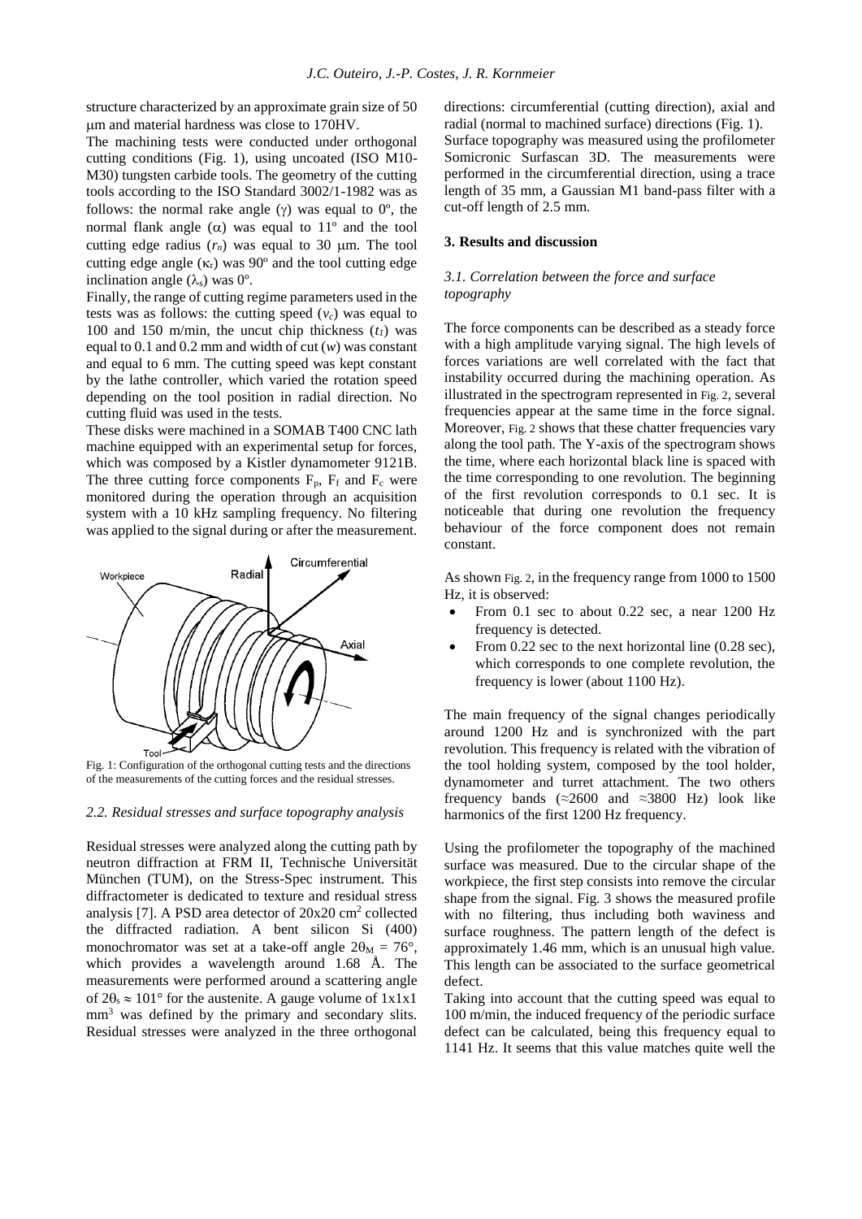structure characterized by an approximate grain size of 50 μm and material hardness was close to 170HV.

The machining tests were conducted under orthogonal cutting conditions (Fig. 1), using uncoated (ISO M10-M30) tungsten carbide tools. The geometry of the cutting tools according to the ISO Standard 3002/1-1982 was as follows: the normal rake angle ($\gamma$) was equal to 0º, the normal flank angle ($\alpha$) was equal to 11º and the tool cutting edge radius ($r_n$) was equal to 30 μm. The tool cutting edge angle ($\kappa_r$) was 90º and the tool cutting edge inclination angle ($\lambda_s$) was 0º.

Finally, the range of cutting regime parameters used in the tests was as follows: the cutting speed ($v_c$) was equal to 100 and 150 m/min, the uncut chip thickness ($t_1$) was equal to 0.1 and 0.2 mm and width of cut ($w$) was constant and equal to 6 mm. The cutting speed was kept constant by the lathe controller, which varied the rotation speed depending on the tool position in radial direction. No cutting fluid was used in the tests.

These disks were machined in a SOMAB T400 CNC lath machine equipped with an experimental setup for forces, which was composed by a Kistler dynamometer 9121B. The three cutting force components $F_p$, $F_f$ and $F_c$ were monitored during the operation through an acquisition system with a 10 kHz sampling frequency. No filtering was applied to the signal during or after the measurement.

Fig. 1: Configuration of the orthogonal cutting tests and the directions of the measurements of the cutting forces and the residual stresses.

### 2.2. Residual stresses and surface topography analysis

Residual stresses were analyzed along the cutting path by neutron diffraction at FRM II, Technische Universität München (TUM), on the Stress-Spec instrument. This diffractometer is dedicated to texture and residual stress analysis [7]. A PSD area detector of 20x20 cm$^2$ collected the diffracted radiation. A bent silicon Si (400) monochromator was set at a take-off angle $2\theta_M = 76°$, which provides a wavelength around 1.68 Å. The measurements were performed around a scattering angle of $2\theta_s \approx 101°$ for the austenite. A gauge volume of 1x1x1 mm$^3$ was defined by the primary and secondary slits. Residual stresses were analyzed in the three orthogonal directions: circumferential (cutting direction), axial and radial (normal to machined surface) directions (Fig. 1).

Surface topography was measured using the profilometer Somicronic Surfascan 3D. The measurements were performed in the circumferential direction, using a trace length of 35 mm, a Gaussian M1 band-pass filter with a cut-off length of 2.5 mm.

## 3. Results and discussion

### 3.1. Correlation between the force and surface topography

The force components can be described as a steady force with a high amplitude varying signal. The high levels of forces variations are well correlated with the fact that instability occurred during the machining operation. As illustrated in the spectrogram represented in Fig. 2, several frequencies appear at the same time in the force signal. Moreover, Fig. 2 shows that these chatter frequencies vary along the tool path. The Y-axis of the spectrogram shows the time, where each horizontal black line is spaced with the time corresponding to one revolution. The beginning of the first revolution corresponds to 0.1 sec. It is noticeable that during one revolution the frequency behaviour of the force component does not remain constant.

As shown Fig. 2, in the frequency range from 1000 to 1500 Hz, it is observed:

- From 0.1 sec to about 0.22 sec, a near 1200 Hz frequency is detected.
- From 0.22 sec to the next horizontal line (0.28 sec), which corresponds to one complete revolution, the frequency is lower (about 1100 Hz).

The main frequency of the signal changes periodically around 1200 Hz and is synchronized with the part revolution. This frequency is related with the vibration of the tool holding system, composed by the tool holder, dynamometer and turret attachment. The two others frequency bands (≈2600 and ≈3800 Hz) look like harmonics of the first 1200 Hz frequency.

Using the profilometer the topography of the machined surface was measured. Due to the circular shape of the workpiece, the first step consists into remove the circular shape from the signal. Fig. 3 shows the measured profile with no filtering, thus including both waviness and surface roughness. The pattern length of the defect is approximately 1.46 mm, which is an unusual high value. This length can be associated to the surface geometrical defect.

Taking into account that the cutting speed was equal to 100 m/min, the induced frequency of the periodic surface defect can be calculated, being this frequency equal to 1141 Hz. It seems that this value matches quite well the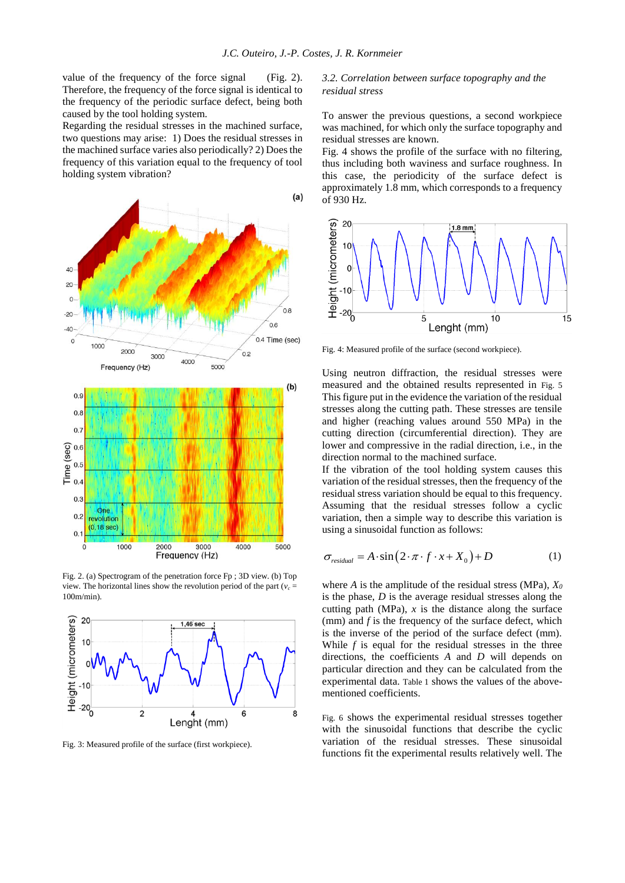value of the frequency of the force signal (Fig. 2). Therefore, the frequency of the force signal is identical to the frequency of the periodic surface defect, being both caused by the tool holding system.

Regarding the residual stresses in the machined surface, two questions may arise: 1) Does the residual stresses in the machined surface varies also periodically? 2) Does the frequency of this variation equal to the frequency of tool holding system vibration?

Fig. 2. (a) Spectrogram of the penetration force Fp ; 3D view. (b) Top view. The horizontal lines show the revolution period of the part ($v_c$ = 100m/min).

Fig. 3: Measured profile of the surface (first workpiece).

### *3.2. Correlation between surface topography and the residual stress*

To answer the previous questions, a second workpiece was machined, for which only the surface topography and residual stresses are known.

Fig. 4 shows the profile of the surface with no filtering, thus including both waviness and surface roughness. In this case, the periodicity of the surface defect is approximately 1.8 mm, which corresponds to a frequency of 930 Hz.

Fig. 4: Measured profile of the surface (second workpiece).

Using neutron diffraction, the residual stresses were measured and the obtained results represented in Fig. 5 This figure put in the evidence the variation of the residual stresses along the cutting path. These stresses are tensile and higher (reaching values around 550 MPa) in the cutting direction (circumferential direction). They are lower and compressive in the radial direction, i.e., in the direction normal to the machined surface.

If the vibration of the tool holding system causes this variation of the residual stresses, then the frequency of the residual stress variation should be equal to this frequency. Assuming that the residual stresses follow a cyclic variation, then a simple way to describe this variation is using a sinusoidal function as follows:

$$\sigma_{residual} = A \cdot \sin\left(2 \cdot \pi \cdot f \cdot x + X_0\right) + D \qquad (1)$$

where $A$ is the amplitude of the residual stress (MPa), $X_0$ is the phase, $D$ is the average residual stresses along the cutting path (MPa), $x$ is the distance along the surface (mm) and $f$ is the frequency of the surface defect, which is the inverse of the period of the surface defect (mm). While $f$ is equal for the residual stresses in the three directions, the coefficients $A$ and $D$ will depends on particular direction and they can be calculated from the experimental data. Table 1 shows the values of the above-mentioned coefficients.

Fig. 6 shows the experimental residual stresses together with the sinusoidal functions that describe the cyclic variation of the residual stresses. These sinusoidal functions fit the experimental results relatively well. The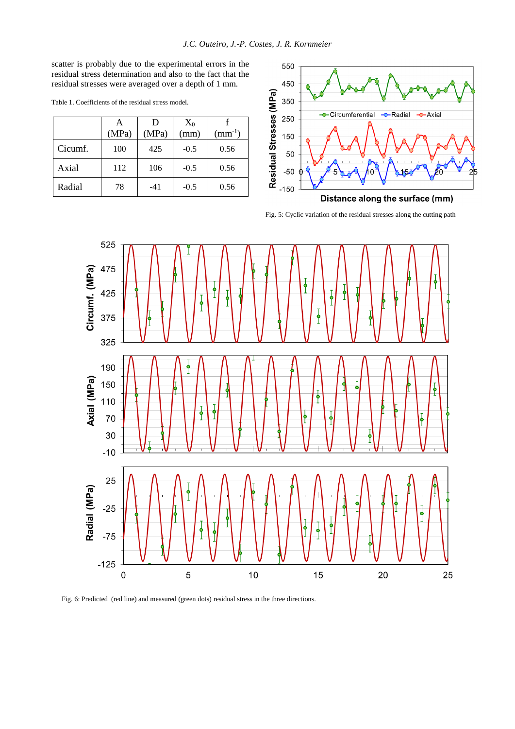scatter is probably due to the experimental errors in the residual stress determination and also to the fact that the residual stresses were averaged over a depth of 1 mm.

Table 1. Coefficients of the residual stress model.

| | A (MPa) | D (MPa) | $X_0$ (mm) | f ($mm^{-1}$) |
|---|---|---|---|---|
| Cicumf. | 100 | 425 | -0.5 | 0.56 |
| Axial | 112 | 106 | -0.5 | 0.56 |
| Radial | 78 | -41 | -0.5 | 0.56 |

Fig. 5: Cyclic variation of the residual stresses along the cutting path

Fig. 6: Predicted (red line) and measured (green dots) residual stress in the three directions.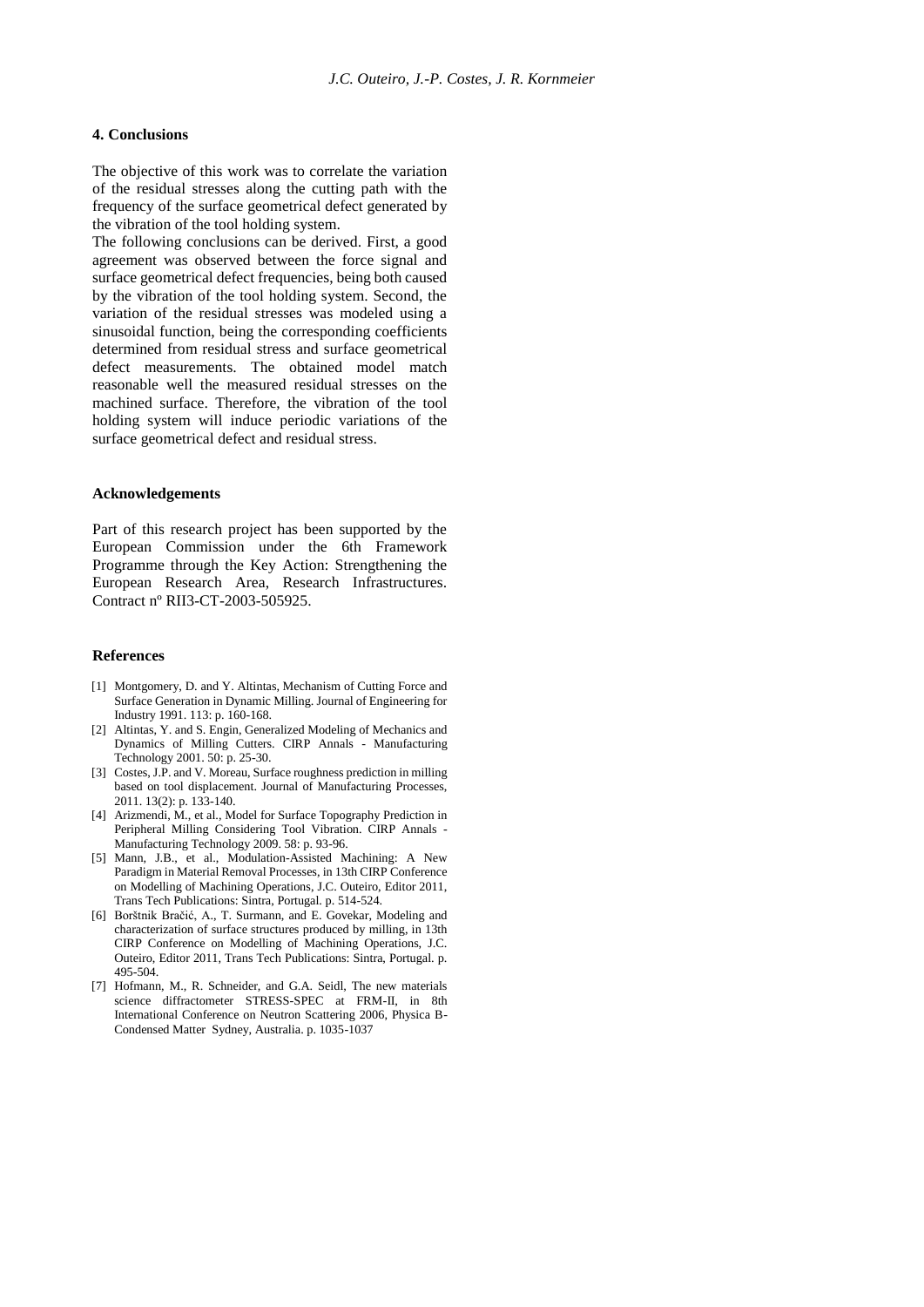## 4. Conclusions

The objective of this work was to correlate the variation of the residual stresses along the cutting path with the frequency of the surface geometrical defect generated by the vibration of the tool holding system.

The following conclusions can be derived. First, a good agreement was observed between the force signal and surface geometrical defect frequencies, being both caused by the vibration of the tool holding system. Second, the variation of the residual stresses was modeled using a sinusoidal function, being the corresponding coefficients determined from residual stress and surface geometrical defect measurements. The obtained model match reasonable well the measured residual stresses on the machined surface. Therefore, the vibration of the tool holding system will induce periodic variations of the surface geometrical defect and residual stress.

## Acknowledgements

Part of this research project has been supported by the European Commission under the 6th Framework Programme through the Key Action: Strengthening the European Research Area, Research Infrastructures. Contract nº RII3-CT-2003-505925.

## References

[1] Montgomery, D. and Y. Altintas, Mechanism of Cutting Force and Surface Generation in Dynamic Milling. Journal of Engineering for Industry 1991. 113: p. 160-168.

[2] Altintas, Y. and S. Engin, Generalized Modeling of Mechanics and Dynamics of Milling Cutters. CIRP Annals - Manufacturing Technology 2001. 50: p. 25-30.

[3] Costes, J.P. and V. Moreau, Surface roughness prediction in milling based on tool displacement. Journal of Manufacturing Processes, 2011. 13(2): p. 133-140.

[4] Arizmendi, M., et al., Model for Surface Topography Prediction in Peripheral Milling Considering Tool Vibration. CIRP Annals - Manufacturing Technology 2009. 58: p. 93-96.

[5] Mann, J.B., et al., Modulation-Assisted Machining: A New Paradigm in Material Removal Processes, in 13th CIRP Conference on Modelling of Machining Operations, J.C. Outeiro, Editor 2011, Trans Tech Publications: Sintra, Portugal. p. 514-524.

[6] Borštnik Bračić, A., T. Surmann, and E. Govekar, Modeling and characterization of surface structures produced by milling, in 13th CIRP Conference on Modelling of Machining Operations, J.C. Outeiro, Editor 2011, Trans Tech Publications: Sintra, Portugal. p. 495-504.

[7] Hofmann, M., R. Schneider, and G.A. Seidl, The new materials science diffractometer STRESS-SPEC at FRM-II, in 8th International Conference on Neutron Scattering 2006, Physica B-Condensed Matter Sydney, Australia. p. 1035-1037